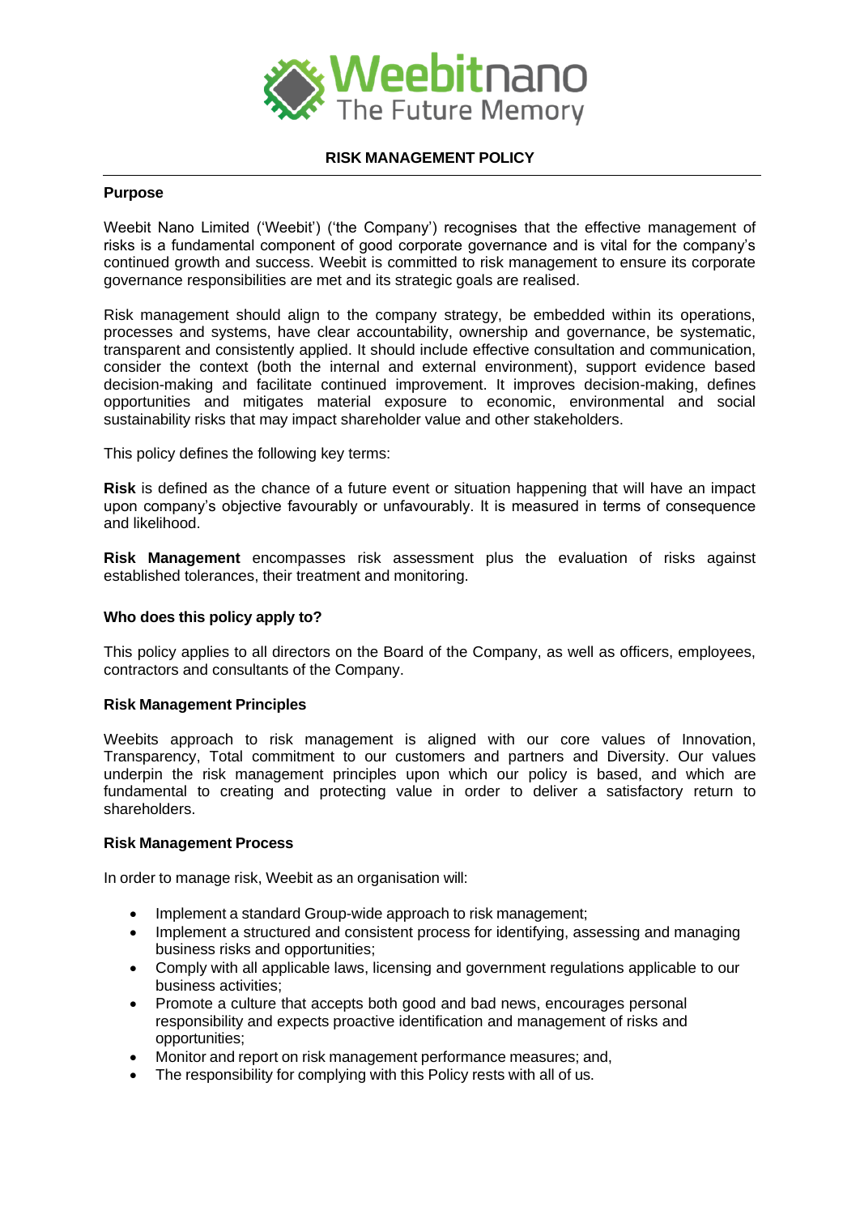Weebitnano
The Future Memory

# RISK MANAGEMENT POLICY

## Purpose

Weebit Nano Limited ('Weebit') ('the Company') recognises that the effective management of risks is a fundamental component of good corporate governance and is vital for the company's continued growth and success. Weebit is committed to risk management to ensure its corporate governance responsibilities are met and its strategic goals are realised.

Risk management should align to the company strategy, be embedded within its operations, processes and systems, have clear accountability, ownership and governance, be systematic, transparent and consistently applied. It should include effective consultation and communication, consider the context (both the internal and external environment), support evidence based decision-making and facilitate continued improvement. It improves decision-making, defines opportunities and mitigates material exposure to economic, environmental and social sustainability risks that may impact shareholder value and other stakeholders.

This policy defines the following key terms:

**Risk** is defined as the chance of a future event or situation happening that will have an impact upon company's objective favourably or unfavourably. It is measured in terms of consequence and likelihood.

**Risk Management** encompasses risk assessment plus the evaluation of risks against established tolerances, their treatment and monitoring.

## Who does this policy apply to?

This policy applies to all directors on the Board of the Company, as well as officers, employees, contractors and consultants of the Company.

## Risk Management Principles

Weebits approach to risk management is aligned with our core values of Innovation, Transparency, Total commitment to our customers and partners and Diversity. Our values underpin the risk management principles upon which our policy is based, and which are fundamental to creating and protecting value in order to deliver a satisfactory return to shareholders.

## Risk Management Process

In order to manage risk, Weebit as an organisation will:

- Implement a standard Group-wide approach to risk management;
- Implement a structured and consistent process for identifying, assessing and managing business risks and opportunities;
- Comply with all applicable laws, licensing and government regulations applicable to our business activities;
- Promote a culture that accepts both good and bad news, encourages personal responsibility and expects proactive identification and management of risks and opportunities;
- Monitor and report on risk management performance measures; and,
- The responsibility for complying with this Policy rests with all of us.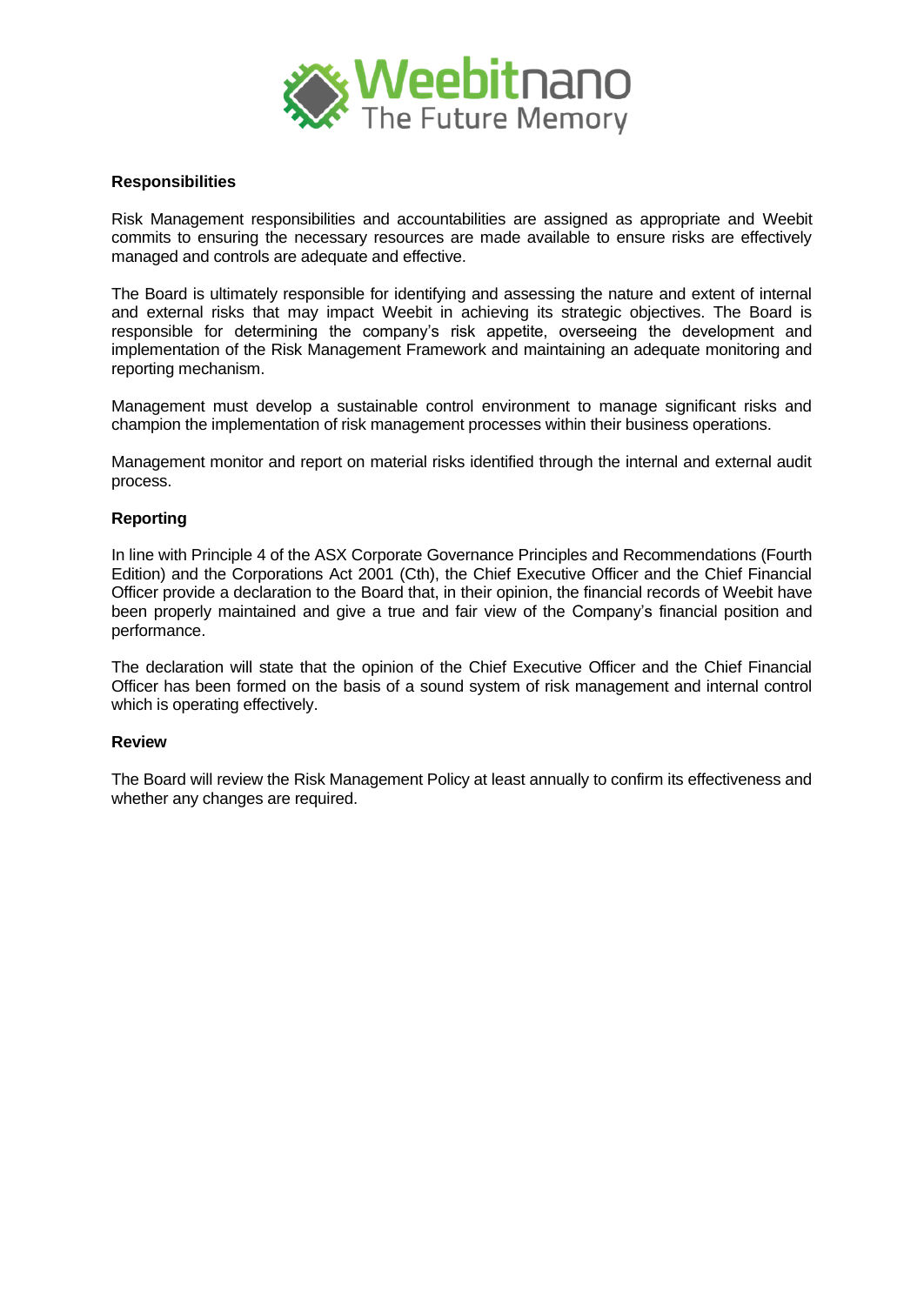## Responsibilities

Risk Management responsibilities and accountabilities are assigned as appropriate and Weebit commits to ensuring the necessary resources are made available to ensure risks are effectively managed and controls are adequate and effective.

The Board is ultimately responsible for identifying and assessing the nature and extent of internal and external risks that may impact Weebit in achieving its strategic objectives. The Board is responsible for determining the company's risk appetite, overseeing the development and implementation of the Risk Management Framework and maintaining an adequate monitoring and reporting mechanism.

Management must develop a sustainable control environment to manage significant risks and champion the implementation of risk management processes within their business operations.

Management monitor and report on material risks identified through the internal and external audit process.

## Reporting

In line with Principle 4 of the ASX Corporate Governance Principles and Recommendations (Fourth Edition) and the Corporations Act 2001 (Cth), the Chief Executive Officer and the Chief Financial Officer provide a declaration to the Board that, in their opinion, the financial records of Weebit have been properly maintained and give a true and fair view of the Company's financial position and performance.

The declaration will state that the opinion of the Chief Executive Officer and the Chief Financial Officer has been formed on the basis of a sound system of risk management and internal control which is operating effectively.

## Review

The Board will review the Risk Management Policy at least annually to confirm its effectiveness and whether any changes are required.